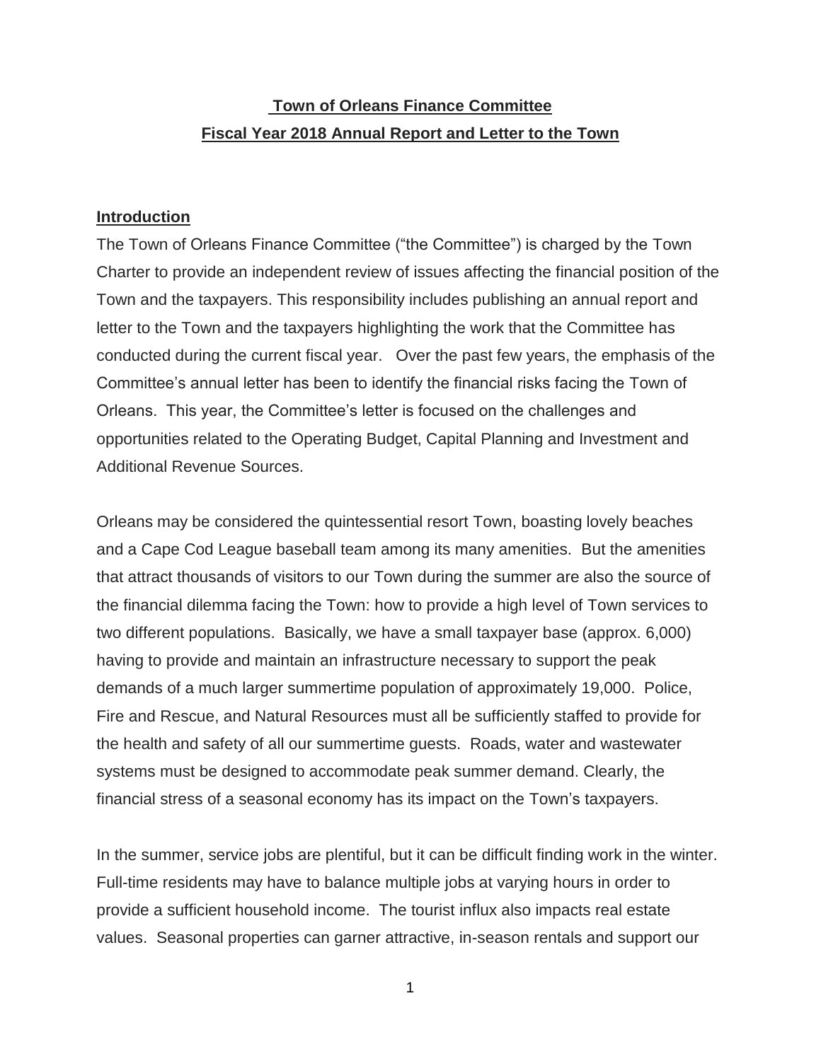# Town of Orleans Finance Committee
# Fiscal Year 2018 Annual Report and Letter to the Town

## Introduction

The Town of Orleans Finance Committee ("the Committee") is charged by the Town Charter to provide an independent review of issues affecting the financial position of the Town and the taxpayers. This responsibility includes publishing an annual report and letter to the Town and the taxpayers highlighting the work that the Committee has conducted during the current fiscal year. Over the past few years, the emphasis of the Committee's annual letter has been to identify the financial risks facing the Town of Orleans. This year, the Committee's letter is focused on the challenges and opportunities related to the Operating Budget, Capital Planning and Investment and Additional Revenue Sources.

Orleans may be considered the quintessential resort Town, boasting lovely beaches and a Cape Cod League baseball team among its many amenities. But the amenities that attract thousands of visitors to our Town during the summer are also the source of the financial dilemma facing the Town: how to provide a high level of Town services to two different populations. Basically, we have a small taxpayer base (approx. 6,000) having to provide and maintain an infrastructure necessary to support the peak demands of a much larger summertime population of approximately 19,000. Police, Fire and Rescue, and Natural Resources must all be sufficiently staffed to provide for the health and safety of all our summertime guests. Roads, water and wastewater systems must be designed to accommodate peak summer demand. Clearly, the financial stress of a seasonal economy has its impact on the Town's taxpayers.

In the summer, service jobs are plentiful, but it can be difficult finding work in the winter. Full-time residents may have to balance multiple jobs at varying hours in order to provide a sufficient household income. The tourist influx also impacts real estate values. Seasonal properties can garner attractive, in-season rentals and support our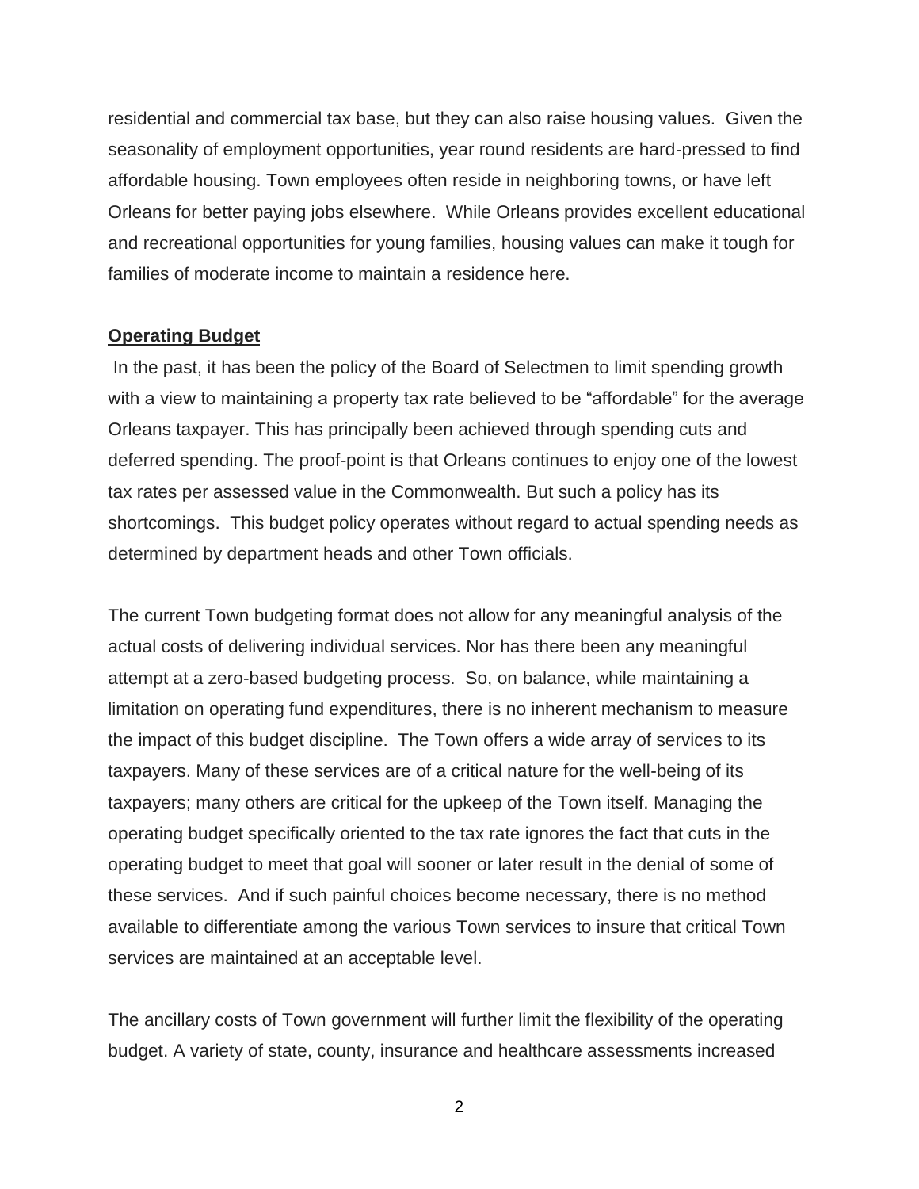residential and commercial tax base, but they can also raise housing values. Given the seasonality of employment opportunities, year round residents are hard-pressed to find affordable housing. Town employees often reside in neighboring towns, or have left Orleans for better paying jobs elsewhere. While Orleans provides excellent educational and recreational opportunities for young families, housing values can make it tough for families of moderate income to maintain a residence here.

**Operating Budget**

In the past, it has been the policy of the Board of Selectmen to limit spending growth with a view to maintaining a property tax rate believed to be "affordable" for the average Orleans taxpayer. This has principally been achieved through spending cuts and deferred spending. The proof-point is that Orleans continues to enjoy one of the lowest tax rates per assessed value in the Commonwealth. But such a policy has its shortcomings. This budget policy operates without regard to actual spending needs as determined by department heads and other Town officials.

The current Town budgeting format does not allow for any meaningful analysis of the actual costs of delivering individual services. Nor has there been any meaningful attempt at a zero-based budgeting process. So, on balance, while maintaining a limitation on operating fund expenditures, there is no inherent mechanism to measure the impact of this budget discipline. The Town offers a wide array of services to its taxpayers. Many of these services are of a critical nature for the well-being of its taxpayers; many others are critical for the upkeep of the Town itself. Managing the operating budget specifically oriented to the tax rate ignores the fact that cuts in the operating budget to meet that goal will sooner or later result in the denial of some of these services. And if such painful choices become necessary, there is no method available to differentiate among the various Town services to insure that critical Town services are maintained at an acceptable level.

The ancillary costs of Town government will further limit the flexibility of the operating budget. A variety of state, county, insurance and healthcare assessments increased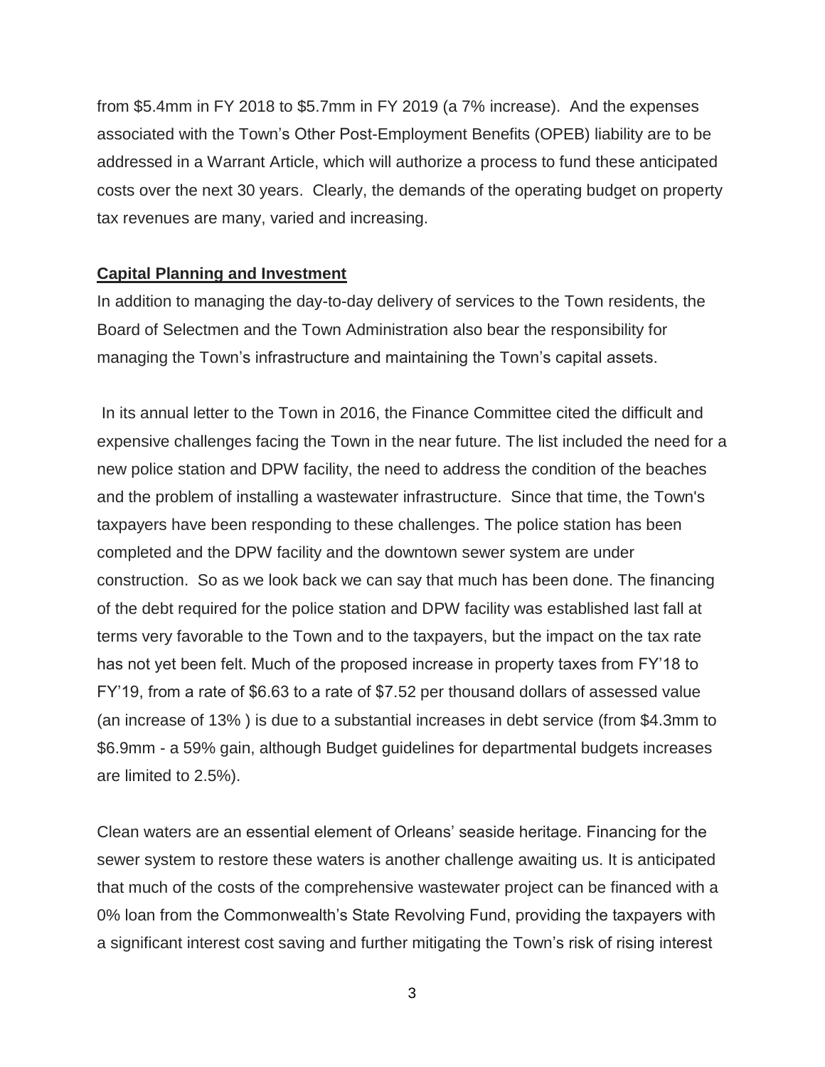from $5.4mm in FY 2018 to $5.7mm in FY 2019 (a 7% increase). And the expenses associated with the Town's Other Post-Employment Benefits (OPEB) liability are to be addressed in a Warrant Article, which will authorize a process to fund these anticipated costs over the next 30 years. Clearly, the demands of the operating budget on property tax revenues are many, varied and increasing.

**Capital Planning and Investment**

In addition to managing the day-to-day delivery of services to the Town residents, the Board of Selectmen and the Town Administration also bear the responsibility for managing the Town's infrastructure and maintaining the Town's capital assets.

In its annual letter to the Town in 2016, the Finance Committee cited the difficult and expensive challenges facing the Town in the near future. The list included the need for a new police station and DPW facility, the need to address the condition of the beaches and the problem of installing a wastewater infrastructure. Since that time, the Town's taxpayers have been responding to these challenges. The police station has been completed and the DPW facility and the downtown sewer system are under construction. So as we look back we can say that much has been done. The financing of the debt required for the police station and DPW facility was established last fall at terms very favorable to the Town and to the taxpayers, but the impact on the tax rate has not yet been felt. Much of the proposed increase in property taxes from FY'18 to FY'19, from a rate of $6.63 to a rate of $7.52 per thousand dollars of assessed value (an increase of 13% ) is due to a substantial increases in debt service (from $4.3mm to $6.9mm - a 59% gain, although Budget guidelines for departmental budgets increases are limited to 2.5%).

Clean waters are an essential element of Orleans' seaside heritage. Financing for the sewer system to restore these waters is another challenge awaiting us. It is anticipated that much of the costs of the comprehensive wastewater project can be financed with a 0% loan from the Commonwealth's State Revolving Fund, providing the taxpayers with a significant interest cost saving and further mitigating the Town's risk of rising interest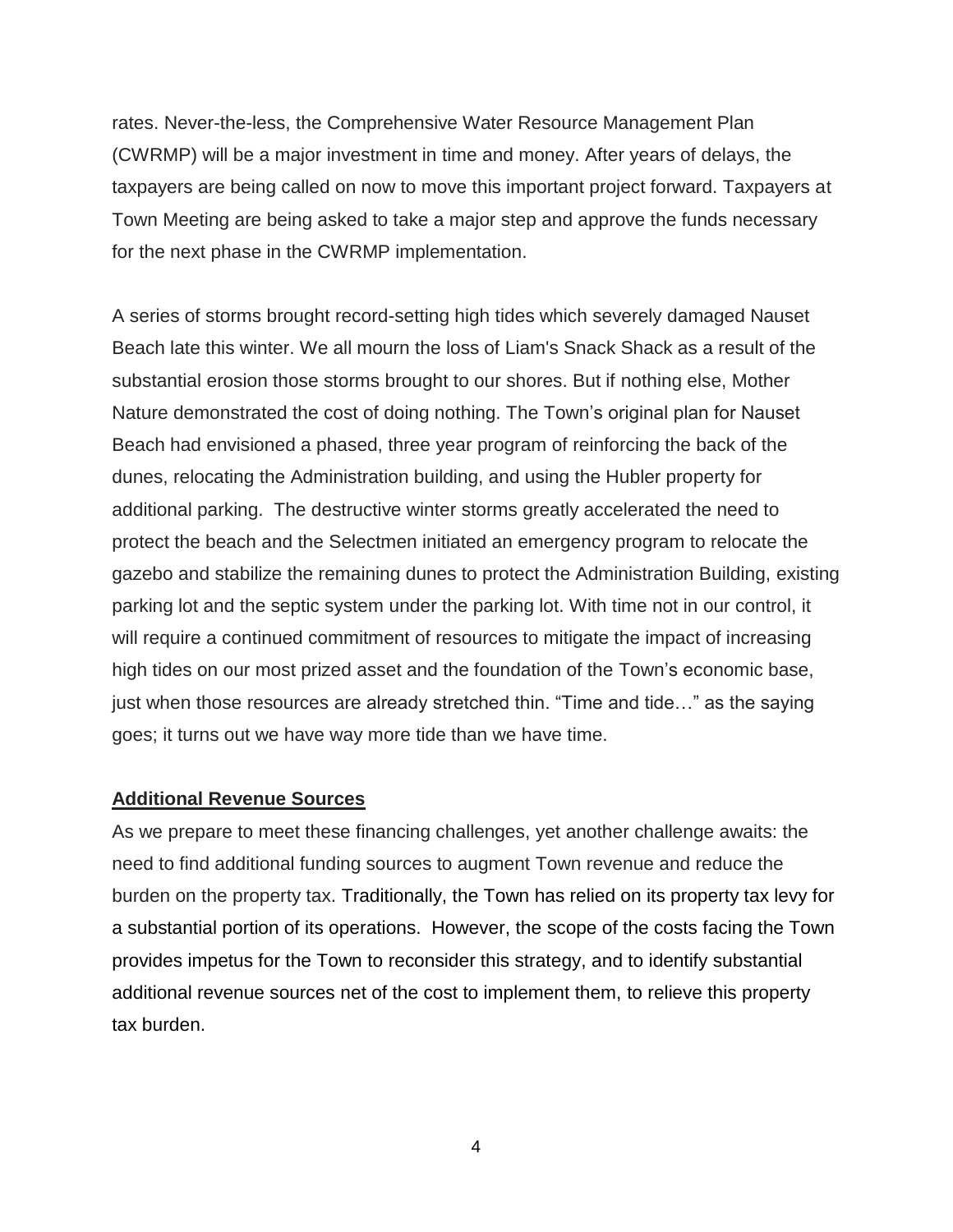rates. Never-the-less, the Comprehensive Water Resource Management Plan (CWRMP) will be a major investment in time and money. After years of delays, the taxpayers are being called on now to move this important project forward. Taxpayers at Town Meeting are being asked to take a major step and approve the funds necessary for the next phase in the CWRMP implementation.

A series of storms brought record-setting high tides which severely damaged Nauset Beach late this winter. We all mourn the loss of Liam's Snack Shack as a result of the substantial erosion those storms brought to our shores. But if nothing else, Mother Nature demonstrated the cost of doing nothing. The Town's original plan for Nauset Beach had envisioned a phased, three year program of reinforcing the back of the dunes, relocating the Administration building, and using the Hubler property for additional parking. The destructive winter storms greatly accelerated the need to protect the beach and the Selectmen initiated an emergency program to relocate the gazebo and stabilize the remaining dunes to protect the Administration Building, existing parking lot and the septic system under the parking lot. With time not in our control, it will require a continued commitment of resources to mitigate the impact of increasing high tides on our most prized asset and the foundation of the Town's economic base, just when those resources are already stretched thin. "Time and tide…" as the saying goes; it turns out we have way more tide than we have time.

**Additional Revenue Sources**

As we prepare to meet these financing challenges, yet another challenge awaits: the need to find additional funding sources to augment Town revenue and reduce the burden on the property tax. Traditionally, the Town has relied on its property tax levy for a substantial portion of its operations. However, the scope of the costs facing the Town provides impetus for the Town to reconsider this strategy, and to identify substantial additional revenue sources net of the cost to implement them, to relieve this property tax burden.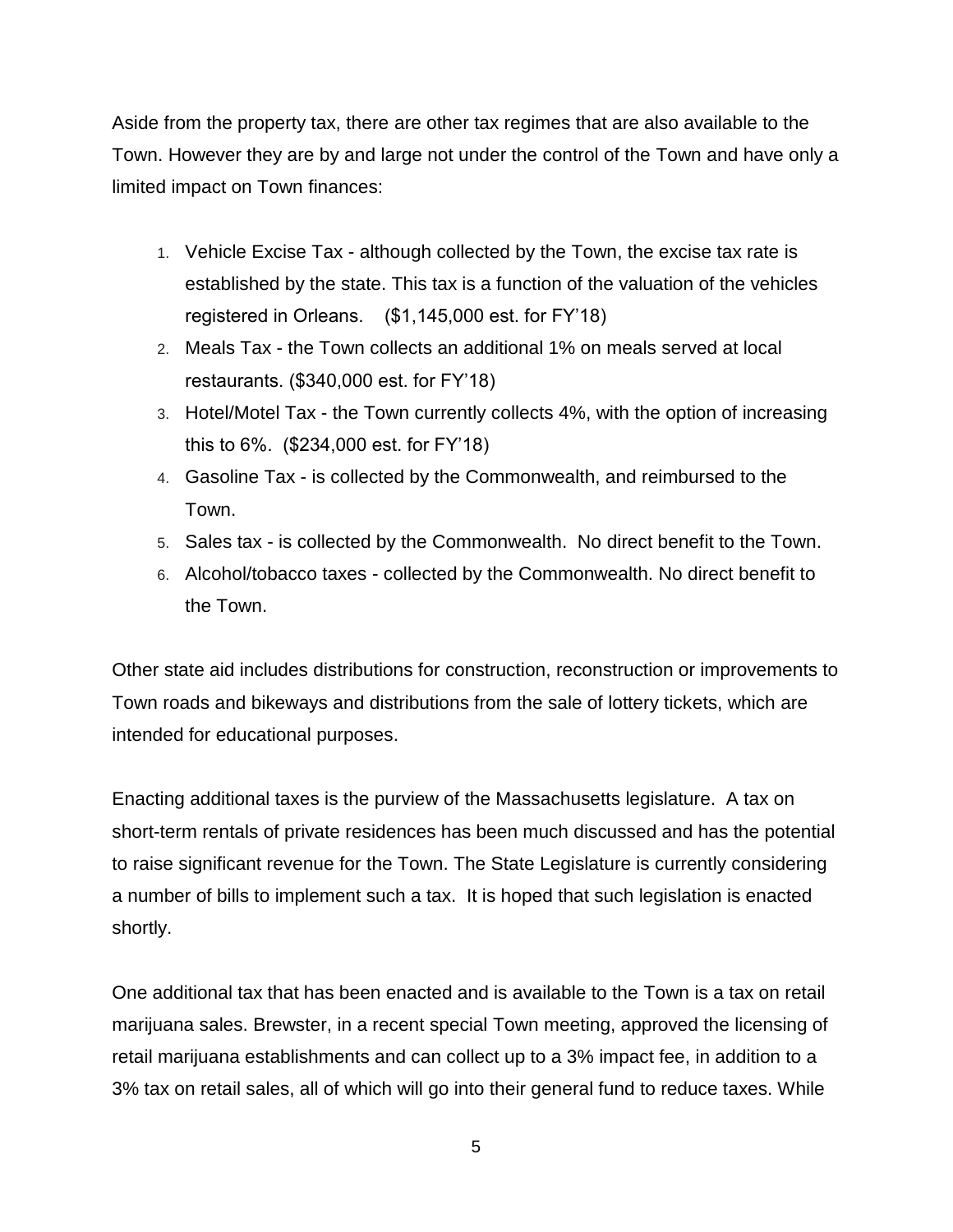Aside from the property tax, there are other tax regimes that are also available to the Town. However they are by and large not under the control of the Town and have only a limited impact on Town finances:

1. Vehicle Excise Tax - although collected by the Town, the excise tax rate is established by the state. This tax is a function of the valuation of the vehicles registered in Orleans. ($1,145,000 est. for FY'18)
2. Meals Tax - the Town collects an additional 1% on meals served at local restaurants. ($340,000 est. for FY'18)
3. Hotel/Motel Tax - the Town currently collects 4%, with the option of increasing this to 6%. ($234,000 est. for FY'18)
4. Gasoline Tax - is collected by the Commonwealth, and reimbursed to the Town.
5. Sales tax - is collected by the Commonwealth. No direct benefit to the Town.
6. Alcohol/tobacco taxes - collected by the Commonwealth. No direct benefit to the Town.

Other state aid includes distributions for construction, reconstruction or improvements to Town roads and bikeways and distributions from the sale of lottery tickets, which are intended for educational purposes.

Enacting additional taxes is the purview of the Massachusetts legislature. A tax on short-term rentals of private residences has been much discussed and has the potential to raise significant revenue for the Town. The State Legislature is currently considering a number of bills to implement such a tax. It is hoped that such legislation is enacted shortly.

One additional tax that has been enacted and is available to the Town is a tax on retail marijuana sales. Brewster, in a recent special Town meeting, approved the licensing of retail marijuana establishments and can collect up to a 3% impact fee, in addition to a 3% tax on retail sales, all of which will go into their general fund to reduce taxes. While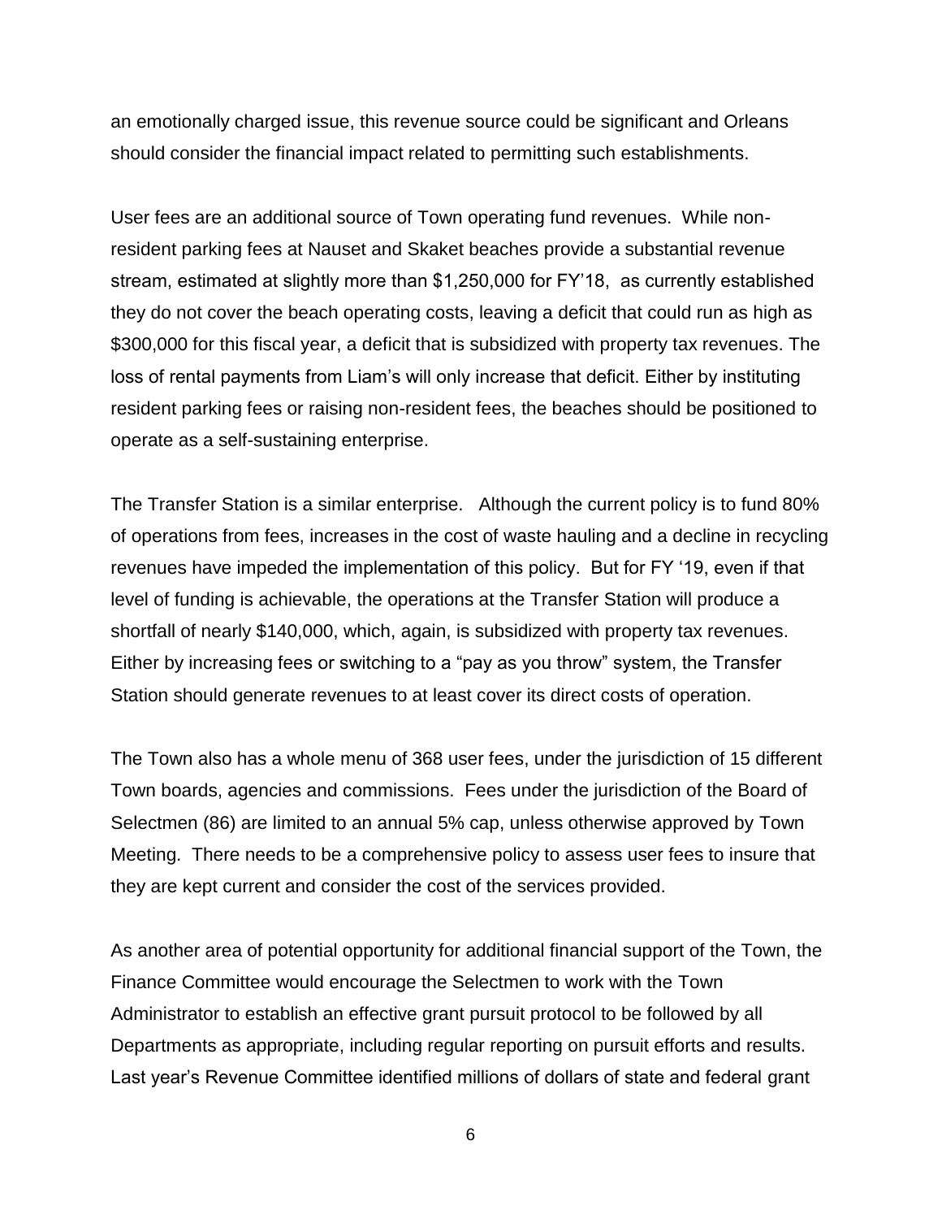an emotionally charged issue, this revenue source could be significant and Orleans should consider the financial impact related to permitting such establishments.

User fees are an additional source of Town operating fund revenues. While non-resident parking fees at Nauset and Skaket beaches provide a substantial revenue stream, estimated at slightly more than $1,250,000 for FY'18, as currently established they do not cover the beach operating costs, leaving a deficit that could run as high as $300,000 for this fiscal year, a deficit that is subsidized with property tax revenues. The loss of rental payments from Liam's will only increase that deficit. Either by instituting resident parking fees or raising non-resident fees, the beaches should be positioned to operate as a self-sustaining enterprise.

The Transfer Station is a similar enterprise. Although the current policy is to fund 80% of operations from fees, increases in the cost of waste hauling and a decline in recycling revenues have impeded the implementation of this policy. But for FY '19, even if that level of funding is achievable, the operations at the Transfer Station will produce a shortfall of nearly $140,000, which, again, is subsidized with property tax revenues. Either by increasing fees or switching to a "pay as you throw" system, the Transfer Station should generate revenues to at least cover its direct costs of operation.

The Town also has a whole menu of 368 user fees, under the jurisdiction of 15 different Town boards, agencies and commissions. Fees under the jurisdiction of the Board of Selectmen (86) are limited to an annual 5% cap, unless otherwise approved by Town Meeting. There needs to be a comprehensive policy to assess user fees to insure that they are kept current and consider the cost of the services provided.

As another area of potential opportunity for additional financial support of the Town, the Finance Committee would encourage the Selectmen to work with the Town Administrator to establish an effective grant pursuit protocol to be followed by all Departments as appropriate, including regular reporting on pursuit efforts and results. Last year's Revenue Committee identified millions of dollars of state and federal grant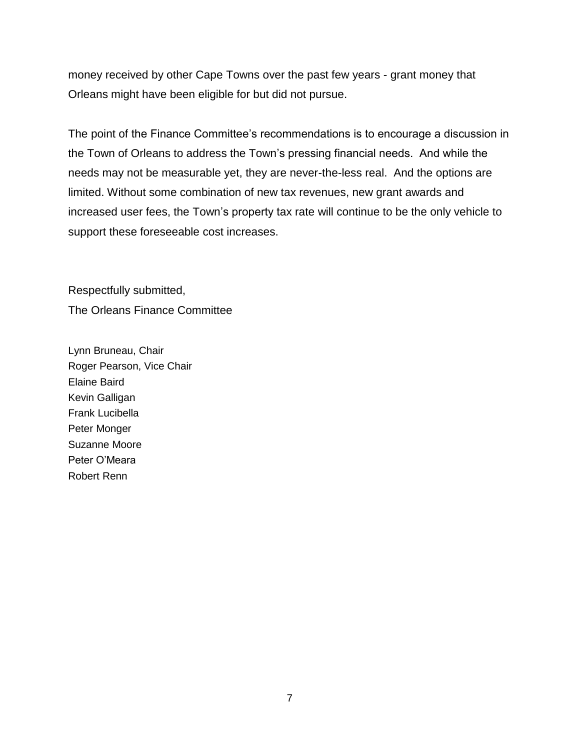money received by other Cape Towns over the past few years - grant money that Orleans might have been eligible for but did not pursue.

The point of the Finance Committee's recommendations is to encourage a discussion in the Town of Orleans to address the Town's pressing financial needs. And while the needs may not be measurable yet, they are never-the-less real. And the options are limited. Without some combination of new tax revenues, new grant awards and increased user fees, the Town's property tax rate will continue to be the only vehicle to support these foreseeable cost increases.

Respectfully submitted,
The Orleans Finance Committee

Lynn Bruneau, Chair
Roger Pearson, Vice Chair
Elaine Baird
Kevin Galligan
Frank Lucibella
Peter Monger
Suzanne Moore
Peter O'Meara
Robert Renn